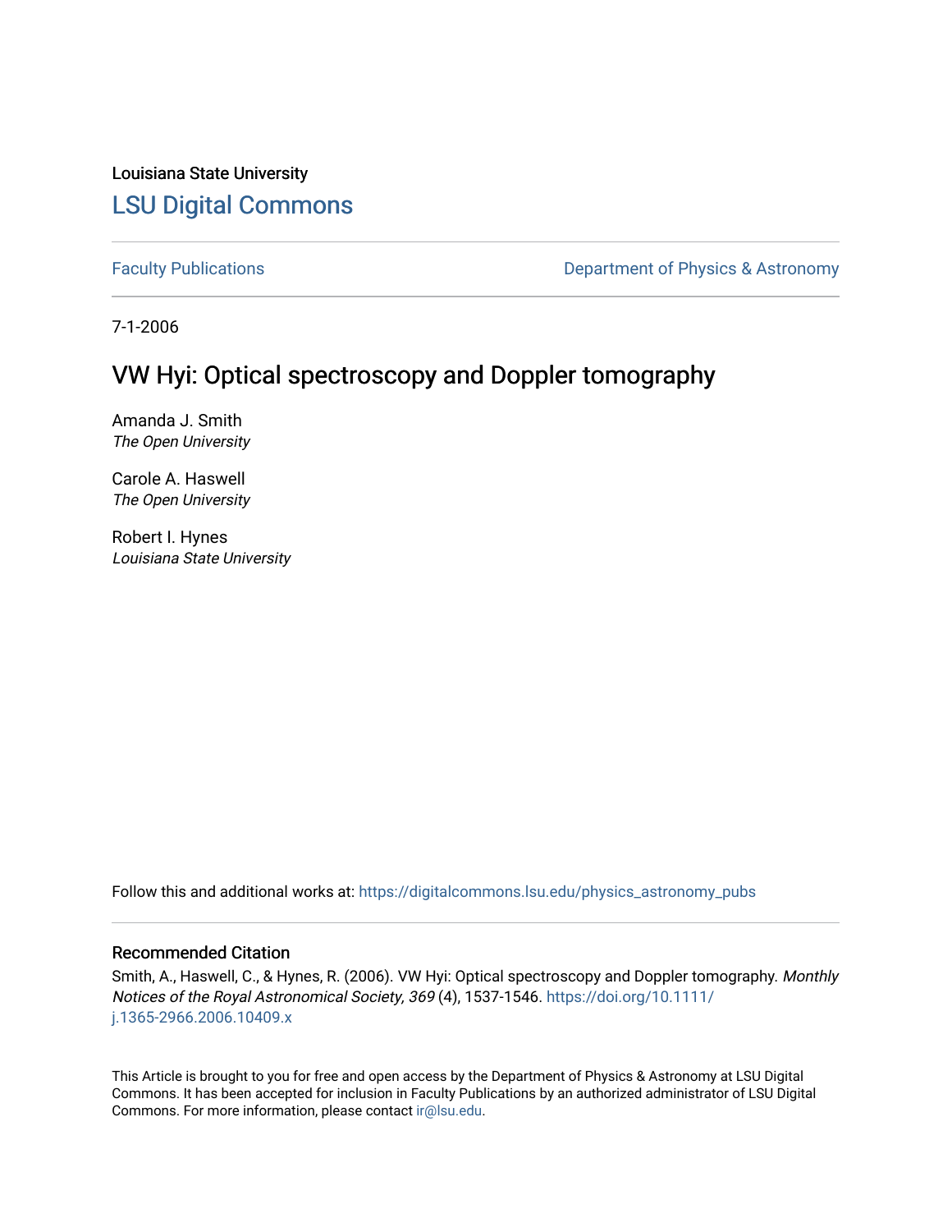Louisiana State University

# LSU Digital Commons

Faculty Publications | Department of Physics & Astronomy

7-1-2006

## VW Hyi: Optical spectroscopy and Doppler tomography

Amanda J. Smith
*The Open University*

Carole A. Haswell
*The Open University*

Robert I. Hynes
*Louisiana State University*

Follow this and additional works at: https://digitalcommons.lsu.edu/physics_astronomy_pubs

### Recommended Citation

Smith, A., Haswell, C., & Hynes, R. (2006). VW Hyi: Optical spectroscopy and Doppler tomography. *Monthly Notices of the Royal Astronomical Society, 369* (4), 1537-1546. https://doi.org/10.1111/j.1365-2966.2006.10409.x

This Article is brought to you for free and open access by the Department of Physics & Astronomy at LSU Digital Commons. It has been accepted for inclusion in Faculty Publications by an authorized administrator of LSU Digital Commons. For more information, please contact ir@lsu.edu.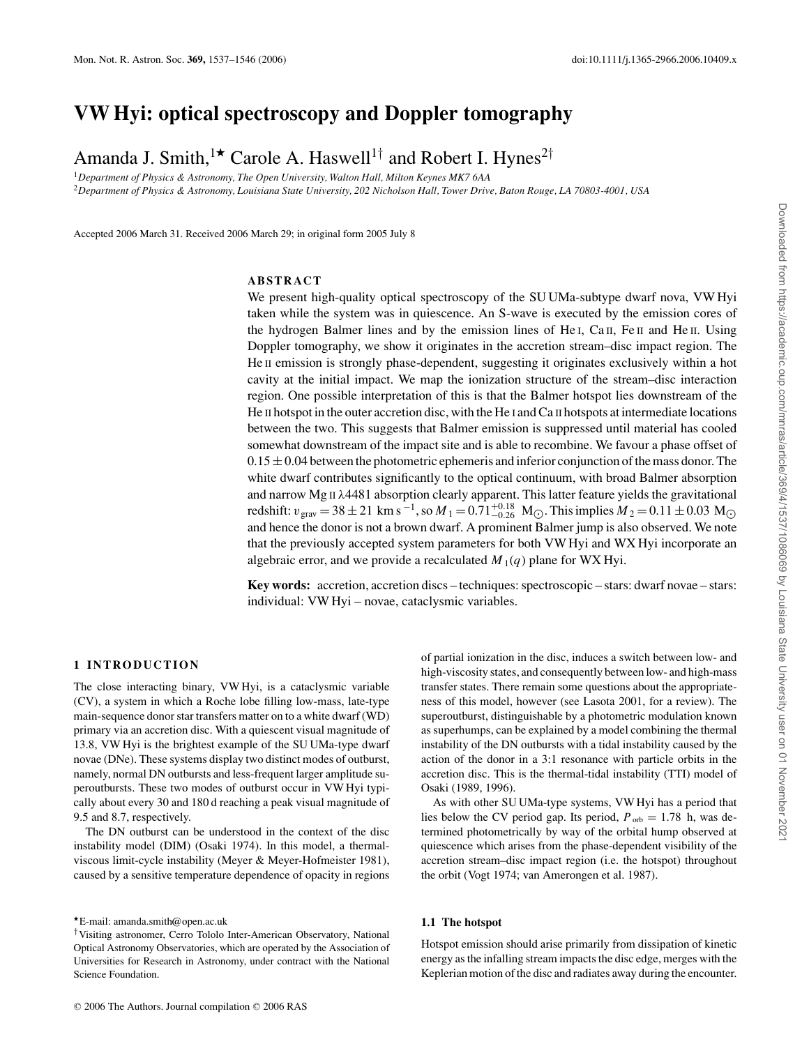# VW Hyi: optical spectroscopy and Doppler tomography

Amanda J. Smith,[1⋆] Carole A. Haswell[1†] and Robert I. Hynes[2†]

[1]*Department of Physics & Astronomy, The Open University, Walton Hall, Milton Keynes MK7 6AA*
[2]*Department of Physics & Astronomy, Louisiana State University, 202 Nicholson Hall, Tower Drive, Baton Rouge, LA 70803-4001, USA*

Accepted 2006 March 31. Received 2006 March 29; in original form 2005 July 8

## ABSTRACT

We present high-quality optical spectroscopy of the SU UMa-subtype dwarf nova, VW Hyi taken while the system was in quiescence. An S-wave is executed by the emission cores of the hydrogen Balmer lines and by the emission lines of He I, Ca II, Fe II and He II. Using Doppler tomography, we show it originates in the accretion stream–disc impact region. The He II emission is strongly phase-dependent, suggesting it originates exclusively within a hot cavity at the initial impact. We map the ionization structure of the stream–disc interaction region. One possible interpretation of this is that the Balmer hotspot lies downstream of the He II hotspot in the outer accretion disc, with the He I and Ca II hotspots at intermediate locations between the two. This suggests that Balmer emission is suppressed until material has cooled somewhat downstream of the impact site and is able to recombine. We favour a phase offset of $0.15 \pm 0.04$ between the photometric ephemeris and inferior conjunction of the mass donor. The white dwarf contributes significantly to the optical continuum, with broad Balmer absorption and narrow Mg II $\lambda$4481 absorption clearly apparent. This latter feature yields the gravitational redshift: $v_{\rm grav} = 38 \pm 21$ km s$^{-1}$, so $M_1 = 0.71^{+0.18}_{-0.26}$ M$_\odot$. This implies $M_2 = 0.11 \pm 0.03$ M$_\odot$ and hence the donor is not a brown dwarf. A prominent Balmer jump is also observed. We note that the previously accepted system parameters for both VW Hyi and WX Hyi incorporate an algebraic error, and we provide a recalculated $M_1(q)$ plane for WX Hyi.

**Key words:** accretion, accretion discs – techniques: spectroscopic – stars: dwarf novae – stars: individual: VW Hyi – novae, cataclysmic variables.

## 1 INTRODUCTION

The close interacting binary, VW Hyi, is a cataclysmic variable (CV), a system in which a Roche lobe filling low-mass, late-type main-sequence donor star transfers matter on to a white dwarf (WD) primary via an accretion disc. With a quiescent visual magnitude of 13.8, VW Hyi is the brightest example of the SU UMa-type dwarf novae (DNe). These systems display two distinct modes of outburst, namely, normal DN outbursts and less-frequent larger amplitude superoutbursts. These two modes of outburst occur in VW Hyi typically about every 30 and 180 d reaching a peak visual magnitude of 9.5 and 8.7, respectively.

The DN outburst can be understood in the context of the disc instability model (DIM) (Osaki 1974). In this model, a thermal-viscous limit-cycle instability (Meyer & Meyer-Hofmeister 1981), caused by a sensitive temperature dependence of opacity in regions of partial ionization in the disc, induces a switch between low- and high-viscosity states, and consequently between low- and high-mass transfer states. There remain some questions about the appropriateness of this model, however (see Lasota 2001, for a review). The superoutburst, distinguishable by a photometric modulation known as superhumps, can be explained by a model combining the thermal instability of the DN outbursts with a tidal instability caused by the action of the donor in a 3:1 resonance with particle orbits in the accretion disc. This is the thermal-tidal instability (TTI) model of Osaki (1989, 1996).

As with other SU UMa-type systems, VW Hyi has a period that lies below the CV period gap. Its period, $P_{\rm orb} = 1.78$ h, was determined photometrically by way of the orbital hump observed at quiescence which arises from the phase-dependent visibility of the accretion stream–disc impact region (i.e. the hotspot) throughout the orbit (Vogt 1974; van Amerongen et al. 1987).

### 1.1 The hotspot

Hotspot emission should arise primarily from dissipation of kinetic energy as the infalling stream impacts the disc edge, merges with the Keplerian motion of the disc and radiates away during the encounter.

⋆E-mail: amanda.smith@open.ac.uk
†Visiting astronomer, Cerro Tololo Inter-American Observatory, National Optical Astronomy Observatories, which are operated by the Association of Universities for Research in Astronomy, under contract with the National Science Foundation.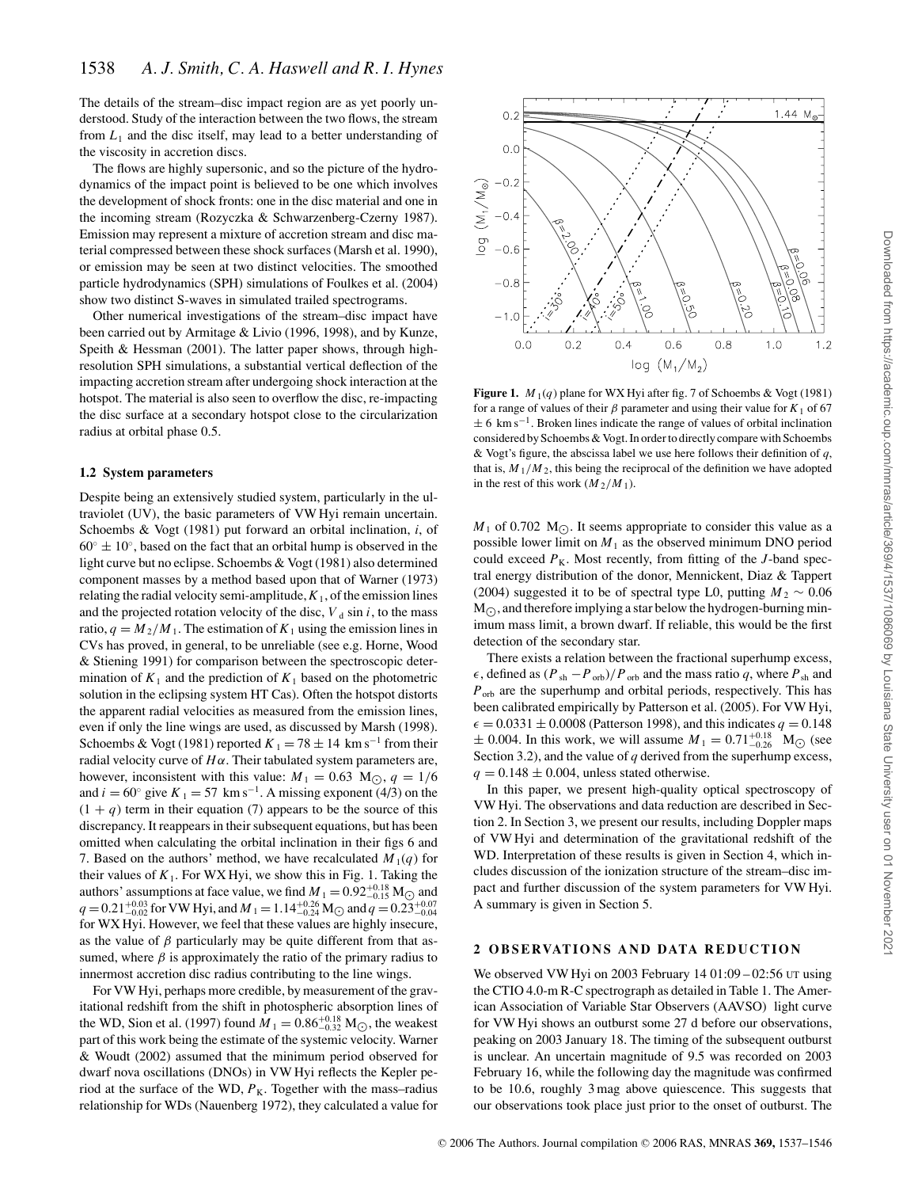The details of the stream–disc impact region are as yet poorly understood. Study of the interaction between the two flows, the stream from $L_1$ and the disc itself, may lead to a better understanding of the viscosity in accretion discs.

The flows are highly supersonic, and so the picture of the hydrodynamics of the impact point is believed to be one which involves the development of shock fronts: one in the disc material and one in the incoming stream (Rozyczka & Schwarzenberg-Czerny 1987). Emission may represent a mixture of accretion stream and disc material compressed between these shock surfaces (Marsh et al. 1990), or emission may be seen at two distinct velocities. The smoothed particle hydrodynamics (SPH) simulations of Foulkes et al. (2004) show two distinct S-waves in simulated trailed spectrograms.

Other numerical investigations of the stream–disc impact have been carried out by Armitage & Livio (1996, 1998), and by Kunze, Speith & Hessman (2001). The latter paper shows, through high-resolution SPH simulations, a substantial vertical deflection of the impacting accretion stream after undergoing shock interaction at the hotspot. The material is also seen to overflow the disc, re-impacting the disc surface at a secondary hotspot close to the circularization radius at orbital phase 0.5.

### 1.2 System parameters

Despite being an extensively studied system, particularly in the ultraviolet (UV), the basic parameters of VW Hyi remain uncertain. Schoembs & Vogt (1981) put forward an orbital inclination, $i$, of $60^\circ \pm 10^\circ$, based on the fact that an orbital hump is observed in the light curve but no eclipse. Schoembs & Vogt (1981) also determined component masses by a method based upon that of Warner (1973) relating the radial velocity semi-amplitude, $K_1$, of the emission lines and the projected rotation velocity of the disc, $V_{\rm d} \sin i$, to the mass ratio, $q = M_2/M_1$. The estimation of $K_1$ using the emission lines in CVs has proved, in general, to be unreliable (see e.g. Horne, Wood & Stiening 1991) for comparison between the spectroscopic determination of $K_1$ and the prediction of $K_1$ based on the photometric solution in the eclipsing system HT Cas). Often the hotspot distorts the apparent radial velocities as measured from the emission lines, even if only the line wings are used, as discussed by Marsh (1998). Schoembs & Vogt (1981) reported $K_1 = 78 \pm 14$ km s$^{-1}$ from their radial velocity curve of $H\alpha$. Their tabulated system parameters are, however, inconsistent with this value: $M_1 = 0.63$ M$_\odot$, $q = 1/6$ and $i = 60^\circ$ give $K_1 = 57$ km s$^{-1}$. A missing exponent (4/3) on the $(1 + q)$ term in their equation (7) appears to be the source of this discrepancy. It reappears in their subsequent equations, but has been omitted when calculating the orbital inclination in their figs 6 and 7. Based on the authors' method, we have recalculated $M_1(q)$ for their values of $K_1$. For WX Hyi, we show this in Fig. 1. Taking the authors' assumptions at face value, we find $M_1 = 0.92^{+0.18}_{-0.15}$ M$_\odot$ and $q = 0.21^{+0.03}_{-0.02}$ for VW Hyi, and $M_1 = 1.14^{+0.26}_{-0.24}$ M$_\odot$ and $q = 0.23^{+0.07}_{-0.04}$ for WX Hyi. However, we feel that these values are highly insecure, as the value of $\beta$ particularly may be quite different from that assumed, where $\beta$ is approximately the ratio of the primary radius to innermost accretion disc radius contributing to the line wings.

For VW Hyi, perhaps more credible, by measurement of the gravitational redshift from the shift in photospheric absorption lines of the WD, Sion et al. (1997) found $M_1 = 0.86^{+0.18}_{-0.32}$ M$_\odot$, the weakest part of this work being the estimate of the systemic velocity. Warner & Woudt (2002) assumed that the minimum period observed for dwarf nova oscillations (DNOs) in VW Hyi reflects the Kepler period at the surface of the WD, $P_{\rm K}$. Together with the mass–radius relationship for WDs (Nauenberg 1972), they calculated a value for $M_1$ of 0.702 M$_\odot$. It seems appropriate to consider this value as a possible lower limit on $M_1$ as the observed minimum DNO period could exceed $P_{\rm K}$. Most recently, from fitting of the $J$-band spectral energy distribution of the donor, Mennickent, Diaz & Tappert (2004) suggested it to be of spectral type L0, putting $M_2 \sim 0.06$ M$_\odot$, and therefore implying a star below the hydrogen-burning minimum mass limit, a brown dwarf. If reliable, this would be the first detection of the secondary star.

**Figure 1.** $M_1(q)$ plane for WX Hyi after fig. 7 of Schoembs & Vogt (1981) for a range of values of their $\beta$ parameter and using their value for $K_1$ of 67 $\pm$ 6 km s$^{-1}$. Broken lines indicate the range of values of orbital inclination considered by Schoembs & Vogt. In order to directly compare with Schoembs & Vogt's figure, the abscissa label we use here follows their definition of $q$, that is, $M_1/M_2$, this being the reciprocal of the definition we have adopted in the rest of this work ($M_2/M_1$).

There exists a relation between the fractional superhump excess, $\epsilon$, defined as $(P_{\rm sh} - P_{\rm orb})/P_{\rm orb}$ and the mass ratio $q$, where $P_{\rm sh}$ and $P_{\rm orb}$ are the superhump and orbital periods, respectively. This has been calibrated empirically by Patterson et al. (2005). For VW Hyi, $\epsilon = 0.0331 \pm 0.0008$ (Patterson 1998), and this indicates $q = 0.148 \pm 0.004$. In this work, we will assume $M_1 = 0.71^{+0.18}_{-0.26}$ M$_\odot$ (see Section 3.2), and the value of $q$ derived from the superhump excess, $q = 0.148 \pm 0.004$, unless stated otherwise.

In this paper, we present high-quality optical spectroscopy of VW Hyi. The observations and data reduction are described in Section 2. In Section 3, we present our results, including Doppler maps of VW Hyi and determination of the gravitational redshift of the WD. Interpretation of these results is given in Section 4, which includes discussion of the ionization structure of the stream–disc impact and further discussion of the system parameters for VW Hyi. A summary is given in Section 5.

## 2 OBSERVATIONS AND DATA REDUCTION

We observed VW Hyi on 2003 February 14 01:09 – 02:56 UT using the CTIO 4.0-m R-C spectrograph as detailed in Table 1. The American Association of Variable Star Observers (AAVSO) light curve for VW Hyi shows an outburst some 27 d before our observations, peaking on 2003 January 18. The timing of the subsequent outburst is unclear. An uncertain magnitude of 9.5 was recorded on 2003 February 16, while the following day the magnitude was confirmed to be 10.6, roughly 3 mag above quiescence. This suggests that our observations took place just prior to the onset of outburst. The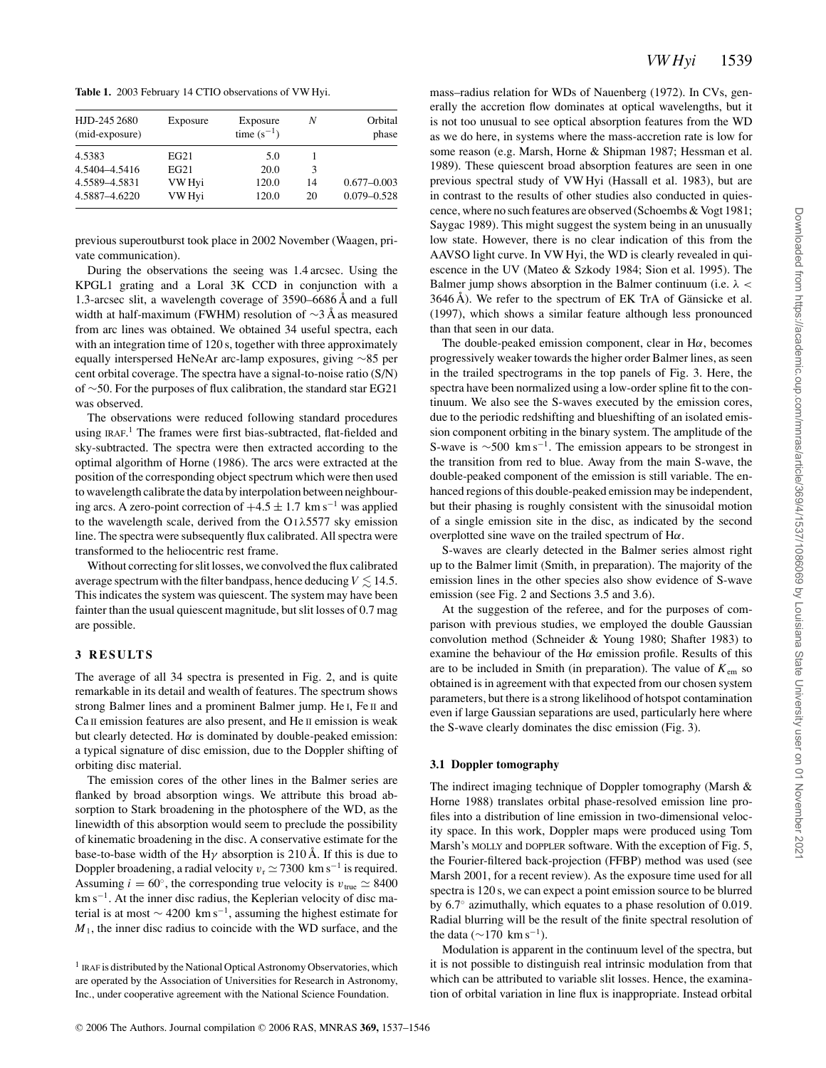**Table 1.** 2003 February 14 CTIO observations of VW Hyi.

| HJD-245 2680 (mid-exposure) | Exposure | Exposure time ($s^{-1}$) | $N$ | Orbital phase |
|---|---|---|---|---|
| 4.5383 | EG21 | 5.0 | 1 | |
| 4.5404–4.5416 | EG21 | 20.0 | 3 | |
| 4.5589–4.5831 | VW Hyi | 120.0 | 14 | 0.677–0.003 |
| 4.5887–4.6220 | VW Hyi | 120.0 | 20 | 0.079–0.528 |

previous superoutburst took place in 2002 November (Waagen, private communication).

During the observations the seeing was 1.4 arcsec. Using the KPGL1 grating and a Loral 3K CCD in conjunction with a 1.3-arcsec slit, a wavelength coverage of 3590–6686 Å and a full width at half-maximum (FWHM) resolution of ~3 Å as measured from arc lines was obtained. We obtained 34 useful spectra, each with an integration time of 120 s, together with three approximately equally interspersed HeNeAr arc-lamp exposures, giving ~85 per cent orbital coverage. The spectra have a signal-to-noise ratio (S/N) of ~50. For the purposes of flux calibration, the standard star EG21 was observed.

The observations were reduced following standard procedures using IRAF.[1] The frames were first bias-subtracted, flat-fielded and sky-subtracted. The spectra were then extracted according to the optimal algorithm of Horne (1986). The arcs were extracted at the position of the corresponding object spectrum which were then used to wavelength calibrate the data by interpolation between neighbouring arcs. A zero-point correction of $+4.5 \pm 1.7$ km s$^{-1}$ was applied to the wavelength scale, derived from the O I λ5577 sky emission line. The spectra were subsequently flux calibrated. All spectra were transformed to the heliocentric rest frame.

Without correcting for slit losses, we convolved the flux calibrated average spectrum with the filter bandpass, hence deducing $V \lesssim 14.5$. This indicates the system was quiescent. The system may have been fainter than the usual quiescent magnitude, but slit losses of 0.7 mag are possible.

## 3 RESULTS

The average of all 34 spectra is presented in Fig. 2, and is quite remarkable in its detail and wealth of features. The spectrum shows strong Balmer lines and a prominent Balmer jump. He I, Fe II and Ca II emission features are also present, and He II emission is weak but clearly detected. Hα is dominated by double-peaked emission: a typical signature of disc emission, due to the Doppler shifting of orbiting disc material.

The emission cores of the other lines in the Balmer series are flanked by broad absorption wings. We attribute this broad absorption to Stark broadening in the photosphere of the WD, as the linewidth of this absorption would seem to preclude the possibility of kinematic broadening in the disc. A conservative estimate for the base-to-base width of the Hγ absorption is 210 Å. If this is due to Doppler broadening, a radial velocity $v_r \simeq 7300$ km s$^{-1}$ is required. Assuming $i = 60°$, the corresponding true velocity is $v_{true} \simeq 8400$ km s$^{-1}$. At the inner disc radius, the Keplerian velocity of disc material is at most ~ 4200 km s$^{-1}$, assuming the highest estimate for $M_1$, the inner disc radius to coincide with the WD surface, and the mass–radius relation for WDs of Nauenberg (1972). In CVs, generally the accretion flow dominates at optical wavelengths, but it is not too unusual to see optical absorption features from the WD as we do here, in systems where the mass-accretion rate is low for some reason (e.g. Marsh, Horne & Shipman 1987; Hessman et al. 1989). These quiescent broad absorption features are seen in one previous spectral study of VW Hyi (Hassall et al. 1983), but are in contrast to the results of other studies also conducted in quiescence, where no such features are observed (Schoembs & Vogt 1981; Saygac 1989). This might suggest the system being in an unusually low state. However, there is no clear indication of this from the AAVSO light curve. In VW Hyi, the WD is clearly revealed in quiescence in the UV (Mateo & Szkody 1984; Sion et al. 1995). The Balmer jump shows absorption in the Balmer continuum (i.e. $\lambda <$ 3646 Å). We refer to the spectrum of EK TrA of Gänsicke et al. (1997), which shows a similar feature although less pronounced than that seen in our data.

The double-peaked emission component, clear in Hα, becomes progressively weaker towards the higher order Balmer lines, as seen in the trailed spectrograms in the top panels of Fig. 3. Here, the spectra have been normalized using a low-order spline fit to the continuum. We also see the S-waves executed by the emission cores, due to the periodic redshifting and blueshifting of an isolated emission component orbiting in the binary system. The amplitude of the S-wave is ~500 km s$^{-1}$. The emission appears to be strongest in the transition from red to blue. Away from the main S-wave, the double-peaked component of the emission is still variable. The enhanced regions of this double-peaked emission may be independent, but their phasing is roughly consistent with the sinusoidal motion of a single emission site in the disc, as indicated by the second overplotted sine wave on the trailed spectrum of Hα.

S-waves are clearly detected in the Balmer series almost right up to the Balmer limit (Smith, in preparation). The majority of the emission lines in the other species also show evidence of S-wave emission (see Fig. 2 and Sections 3.5 and 3.6).

At the suggestion of the referee, and for the purposes of comparison with previous studies, we employed the double Gaussian convolution method (Schneider & Young 1980; Shafter 1983) to examine the behaviour of the Hα emission profile. Results of this are to be included in Smith (in preparation). The value of $K_{em}$ so obtained is in agreement with that expected from our chosen system parameters, but there is a strong likelihood of hotspot contamination even if large Gaussian separations are used, particularly here where the S-wave clearly dominates the disc emission (Fig. 3).

### 3.1 Doppler tomography

The indirect imaging technique of Doppler tomography (Marsh & Horne 1988) translates orbital phase-resolved emission line profiles into a distribution of line emission in two-dimensional velocity space. In this work, Doppler maps were produced using Tom Marsh's MOLLY and DOPPLER software. With the exception of Fig. 5, the Fourier-filtered back-projection (FFBP) method was used (see Marsh 2001, for a recent review). As the exposure time used for all spectra is 120 s, we can expect a point emission source to be blurred by 6.7° azimuthally, which equates to a phase resolution of 0.019. Radial blurring will be the result of the finite spectral resolution of the data (~170 km s$^{-1}$).

Modulation is apparent in the continuum level of the spectra, but it is not possible to distinguish real intrinsic modulation from that which can be attributed to variable slit losses. Hence, the examination of orbital variation in line flux is inappropriate. Instead orbital

[1] IRAF is distributed by the National Optical Astronomy Observatories, which are operated by the Association of Universities for Research in Astronomy, Inc., under cooperative agreement with the National Science Foundation.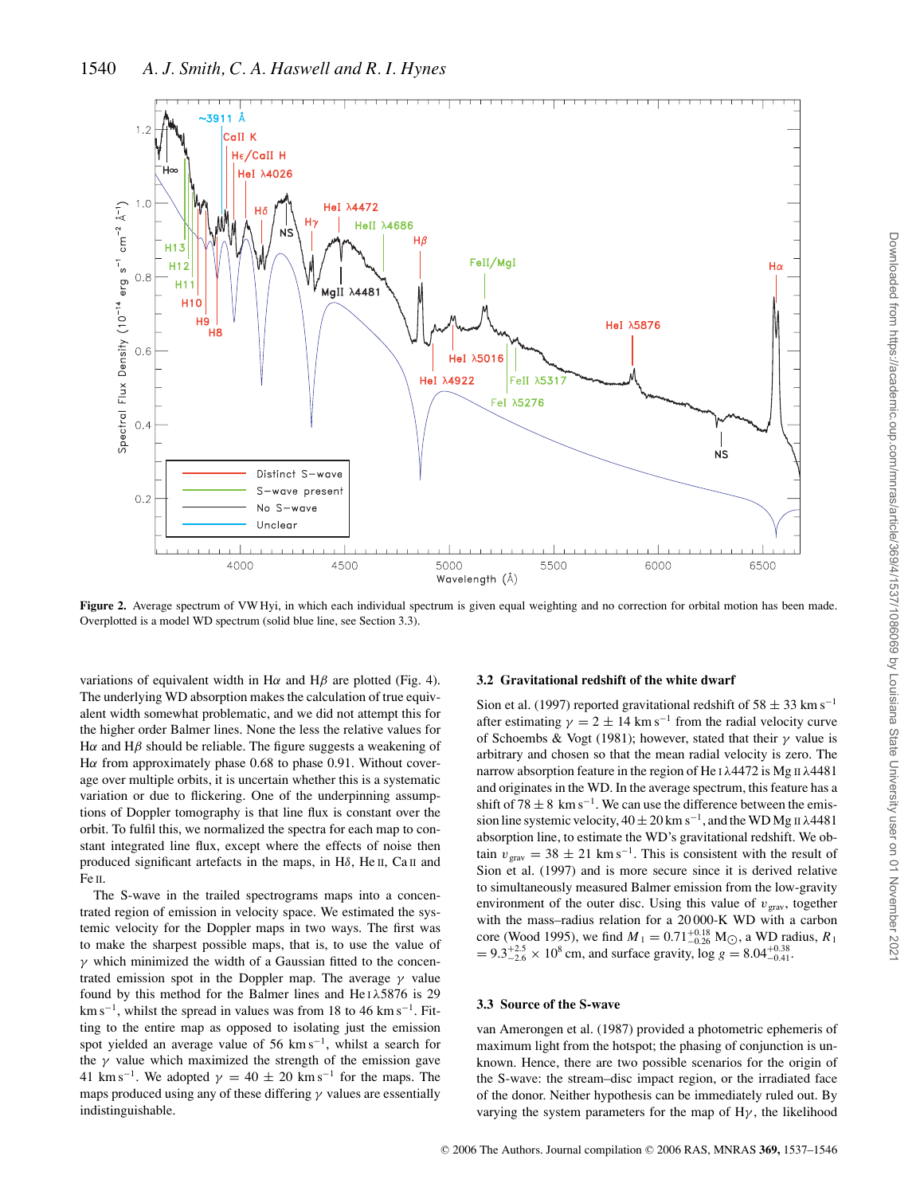**Figure 2.** Average spectrum of VW Hyi, in which each individual spectrum is given equal weighting and no correction for orbital motion has been made. Overplotted is a model WD spectrum (solid blue line, see Section 3.3).

variations of equivalent width in H$\alpha$ and H$\beta$ are plotted (Fig. 4). The underlying WD absorption makes the calculation of true equivalent width somewhat problematic, and we did not attempt this for the higher order Balmer lines. None the less the relative values for H$\alpha$ and H$\beta$ should be reliable. The figure suggests a weakening of H$\alpha$ from approximately phase 0.68 to phase 0.91. Without coverage over multiple orbits, it is uncertain whether this is a systematic variation or due to flickering. One of the underpinning assumptions of Doppler tomography is that line flux is constant over the orbit. To fulfil this, we normalized the spectra for each map to constant integrated line flux, except where the effects of noise then produced significant artefacts in the maps, in H$\delta$, He II, Ca II and Fe II.

The S-wave in the trailed spectrograms maps into a concentrated region of emission in velocity space. We estimated the systemic velocity for the Doppler maps in two ways. The first was to make the sharpest possible maps, that is, to use the value of $\gamma$ which minimized the width of a Gaussian fitted to the concentrated emission spot in the Doppler map. The average $\gamma$ value found by this method for the Balmer lines and He I $\lambda$5876 is 29 km s$^{-1}$, whilst the spread in values was from 18 to 46 km s$^{-1}$. Fitting to the entire map as opposed to isolating just the emission spot yielded an average value of 56 km s$^{-1}$, whilst a search for the $\gamma$ value which maximized the strength of the emission gave 41 km s$^{-1}$. We adopted $\gamma = 40 \pm 20$ km s$^{-1}$ for the maps. The maps produced using any of these differing $\gamma$ values are essentially indistinguishable.

### 3.2 Gravitational redshift of the white dwarf

Sion et al. (1997) reported gravitational redshift of $58 \pm 33$ km s$^{-1}$ after estimating $\gamma = 2 \pm 14$ km s$^{-1}$ from the radial velocity curve of Schoembs & Vogt (1981); however, stated that their $\gamma$ value is arbitrary and chosen so that the mean radial velocity is zero. The narrow absorption feature in the region of He I $\lambda$4472 is Mg II $\lambda$4481 and originates in the WD. In the average spectrum, this feature has a shift of $78 \pm 8$ km s$^{-1}$. We can use the difference between the emission line systemic velocity, $40 \pm 20$ km s$^{-1}$, and the WD Mg II $\lambda$4481 absorption line, to estimate the WD's gravitational redshift. We obtain $v_{\rm grav} = 38 \pm 21$ km s$^{-1}$. This is consistent with the result of Sion et al. (1997) and is more secure since it is derived relative to simultaneously measured Balmer emission from the low-gravity environment of the outer disc. Using this value of $v_{\rm grav}$, together with the mass–radius relation for a 20 000-K WD with a carbon core (Wood 1995), we find $M_1 = 0.71^{+0.18}_{-0.26}$ M$_{\odot}$, a WD radius, $R_1 = 9.3^{+2.5}_{-2.6} \times 10^8$ cm, and surface gravity, $\log g = 8.04^{+0.38}_{-0.41}$.

### 3.3 Source of the S-wave

van Amerongen et al. (1987) provided a photometric ephemeris of maximum light from the hotspot; the phasing of conjunction is unknown. Hence, there are two possible scenarios for the origin of the S-wave: the stream–disc impact region, or the irradiated face of the donor. Neither hypothesis can be immediately ruled out. By varying the system parameters for the map of H$\gamma$, the likelihood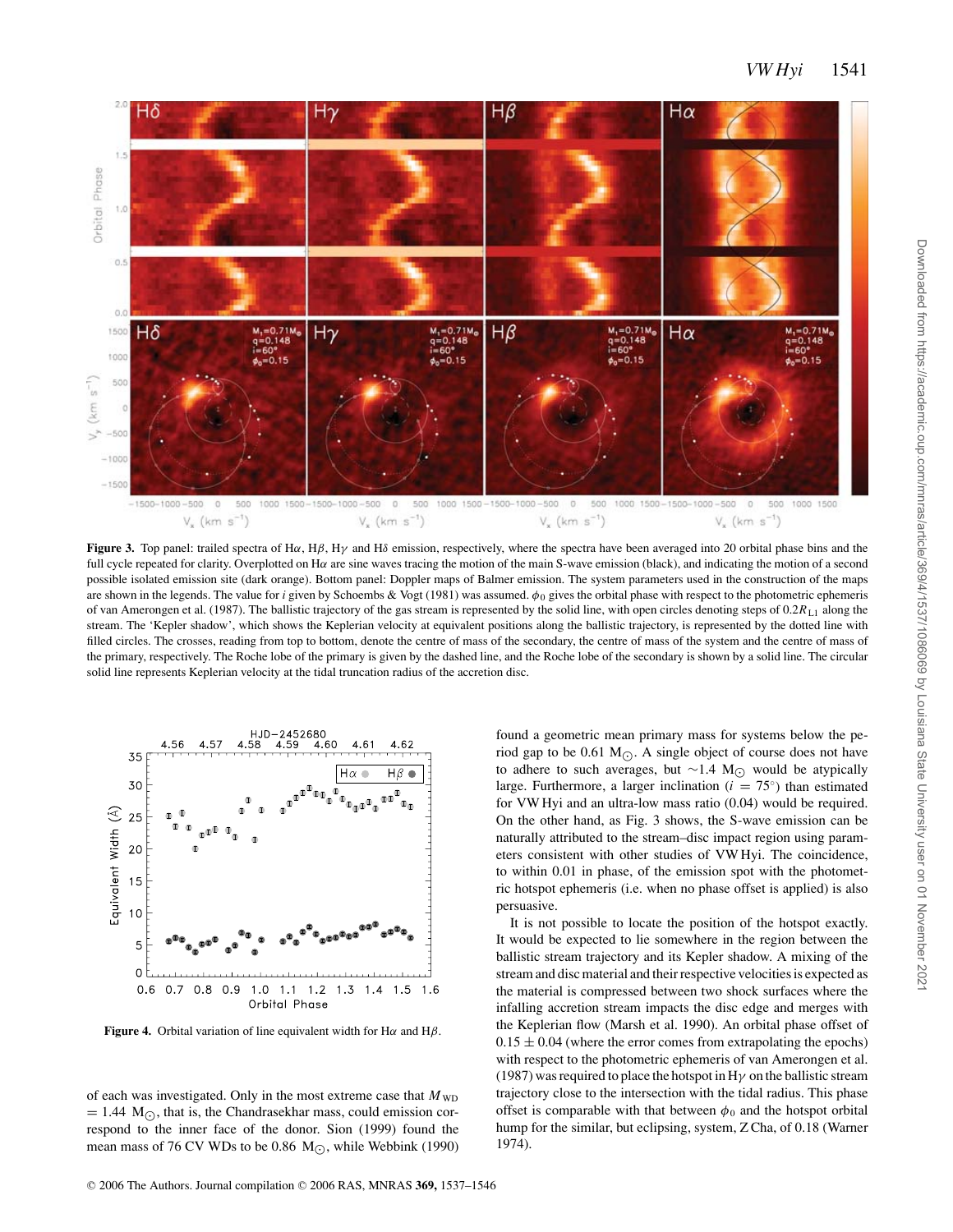**Figure 3.** Top panel: trailed spectra of Hα, Hβ, Hγ and Hδ emission, respectively, where the spectra have been averaged into 20 orbital phase bins and the full cycle repeated for clarity. Overplotted on Hα are sine waves tracing the motion of the main S-wave emission (black), and indicating the motion of a second possible isolated emission site (dark orange). Bottom panel: Doppler maps of Balmer emission. The system parameters used in the construction of the maps are shown in the legends. The value for $i$ given by Schoembs & Vogt (1981) was assumed. $\phi_0$ gives the orbital phase with respect to the photometric ephemeris of van Amerongen et al. (1987). The ballistic trajectory of the gas stream is represented by the solid line, with open circles denoting steps of $0.2R_{L1}$ along the stream. The 'Kepler shadow', which shows the Keplerian velocity at equivalent positions along the ballistic trajectory, is represented by the dotted line with filled circles. The crosses, reading from top to bottom, denote the centre of mass of the secondary, the centre of mass of the system and the centre of mass of the primary, respectively. The Roche lobe of the primary is given by the dashed line, and the Roche lobe of the secondary is shown by a solid line. The circular solid line represents Keplerian velocity at the tidal truncation radius of the accretion disc.

**Figure 4.** Orbital variation of line equivalent width for Hα and Hβ.

of each was investigated. Only in the most extreme case that $M_{\rm WD} = 1.44\ {\rm M}_{\odot}$, that is, the Chandrasekhar mass, could emission correspond to the inner face of the donor. Sion (1999) found the mean mass of 76 CV WDs to be 0.86 ${\rm M}_{\odot}$, while Webbink (1990) found a geometric mean primary mass for systems below the period gap to be 0.61 ${\rm M}_{\odot}$. A single object of course does not have to adhere to such averages, but $\sim$1.4 ${\rm M}_{\odot}$ would be atypically large. Furthermore, a larger inclination ($i = 75^{\circ}$) than estimated for VW Hyi and an ultra-low mass ratio (0.04) would be required. On the other hand, as Fig. 3 shows, the S-wave emission can be naturally attributed to the stream–disc impact region using parameters consistent with other studies of VW Hyi. The coincidence, to within 0.01 in phase, of the emission spot with the photometric hotspot ephemeris (i.e. when no phase offset is applied) is also persuasive.

It is not possible to locate the position of the hotspot exactly. It would be expected to lie somewhere in the region between the ballistic stream trajectory and its Kepler shadow. A mixing of the stream and disc material and their respective velocities is expected as the material is compressed between two shock surfaces where the infalling accretion stream impacts the disc edge and merges with the Keplerian flow (Marsh et al. 1990). An orbital phase offset of $0.15 \pm 0.04$ (where the error comes from extrapolating the epochs) with respect to the photometric ephemeris of van Amerongen et al. (1987) was required to place the hotspot in Hγ on the ballistic stream trajectory close to the intersection with the tidal radius. This phase offset is comparable with that between $\phi_0$ and the hotspot orbital hump for the similar, but eclipsing, system, Z Cha, of 0.18 (Warner 1974).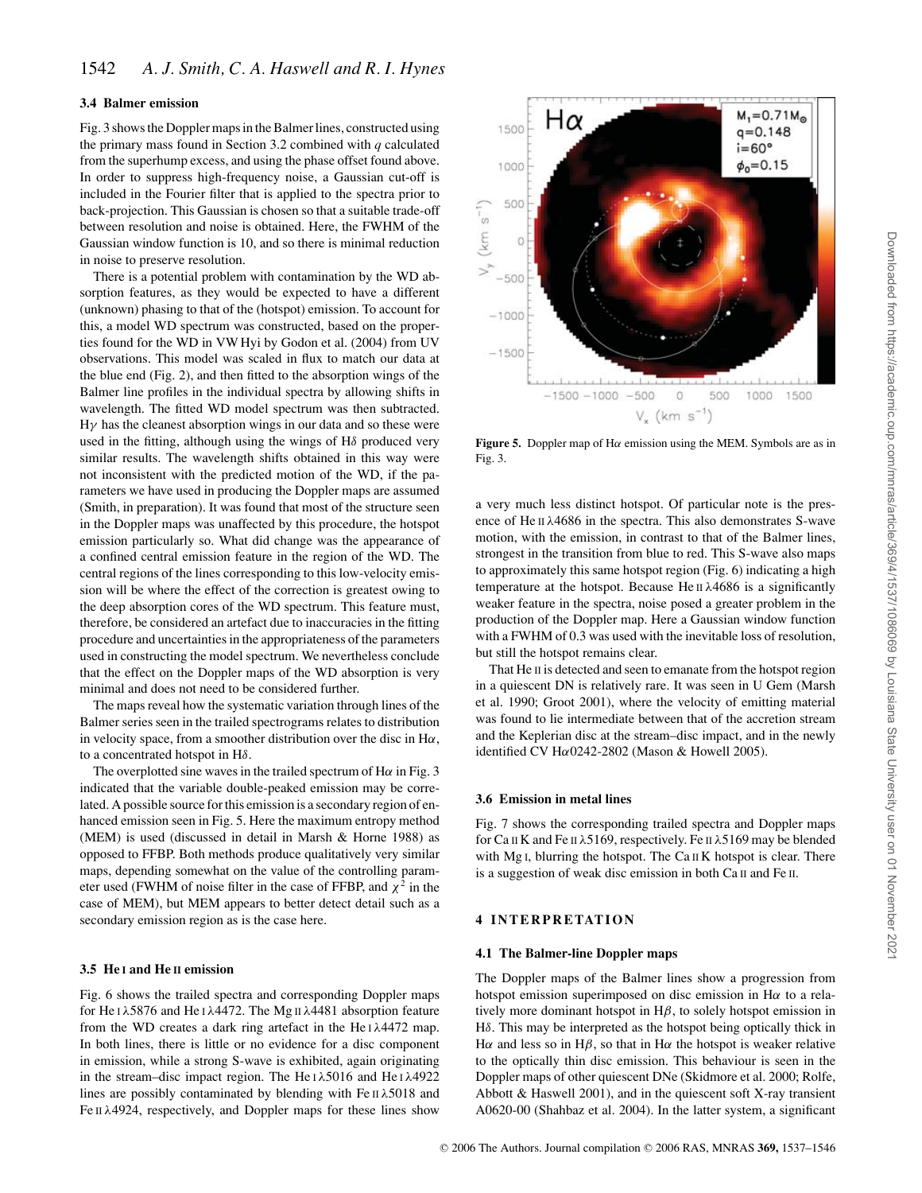### 3.4 Balmer emission

Fig. 3 shows the Doppler maps in the Balmer lines, constructed using the primary mass found in Section 3.2 combined with $q$ calculated from the superhump excess, and using the phase offset found above. In order to suppress high-frequency noise, a Gaussian cut-off is included in the Fourier filter that is applied to the spectra prior to back-projection. This Gaussian is chosen so that a suitable trade-off between resolution and noise is obtained. Here, the FWHM of the Gaussian window function is 10, and so there is minimal reduction in noise to preserve resolution.

There is a potential problem with contamination by the WD absorption features, as they would be expected to have a different (unknown) phasing to that of the (hotspot) emission. To account for this, a model WD spectrum was constructed, based on the properties found for the WD in VW Hyi by Godon et al. (2004) from UV observations. This model was scaled in flux to match our data at the blue end (Fig. 2), and then fitted to the absorption wings of the Balmer line profiles in the individual spectra by allowing shifts in wavelength. The fitted WD model spectrum was then subtracted. H$\gamma$ has the cleanest absorption wings in our data and so these were used in the fitting, although using the wings of H$\delta$ produced very similar results. The wavelength shifts obtained in this way were not inconsistent with the predicted motion of the WD, if the parameters we have used in producing the Doppler maps are assumed (Smith, in preparation). It was found that most of the structure seen in the Doppler maps was unaffected by this procedure, the hotspot emission particularly so. What did change was the appearance of a confined central emission feature in the region of the WD. The central regions of the lines corresponding to this low-velocity emission will be where the effect of the correction is greatest owing to the deep absorption cores of the WD spectrum. This feature must, therefore, be considered an artefact due to inaccuracies in the fitting procedure and uncertainties in the appropriateness of the parameters used in constructing the model spectrum. We nevertheless conclude that the effect on the Doppler maps of the WD absorption is very minimal and does not need to be considered further.

The maps reveal how the systematic variation through lines of the Balmer series seen in the trailed spectrograms relates to distribution in velocity space, from a smoother distribution over the disc in H$\alpha$, to a concentrated hotspot in H$\delta$.

The overplotted sine waves in the trailed spectrum of H$\alpha$ in Fig. 3 indicated that the variable double-peaked emission may be correlated. A possible source for this emission is a secondary region of enhanced emission seen in Fig. 5. Here the maximum entropy method (MEM) is used (discussed in detail in Marsh & Horne 1988) as opposed to FFBP. Both methods produce qualitatively very similar maps, depending somewhat on the value of the controlling parameter used (FWHM of noise filter in the case of FFBP, and $\chi^2$ in the case of MEM), but MEM appears to better detect detail such as a secondary emission region as is the case here.

Hα
$M_1$=0.71$M_\odot$
q=0.148
i=60°
$\phi_0$=0.15
$V_y$ (km s$^{-1}$)
$V_x$ (km s$^{-1}$)
1500
1000
500
0
−500
−1000
−1500
−1500 −1000 −500 0 500 1000 1500

**Figure 5.** Doppler map of H$\alpha$ emission using the MEM. Symbols are as in Fig. 3.

### 3.5 He I and He II emission

Fig. 6 shows the trailed spectra and corresponding Doppler maps for He I $\lambda$5876 and He I $\lambda$4472. The Mg II $\lambda$4481 absorption feature from the WD creates a dark ring artefact in the He I $\lambda$4472 map. In both lines, there is little or no evidence for a disc component in emission, while a strong S-wave is exhibited, again originating in the stream–disc impact region. The He I $\lambda$5016 and He I $\lambda$4922 lines are possibly contaminated by blending with Fe II $\lambda$5018 and Fe II $\lambda$4924, respectively, and Doppler maps for these lines show a very much less distinct hotspot. Of particular note is the presence of He II $\lambda$4686 in the spectra. This also demonstrates S-wave motion, with the emission, in contrast to that of the Balmer lines, strongest in the transition from blue to red. This S-wave also maps to approximately this same hotspot region (Fig. 6) indicating a high temperature at the hotspot. Because He II $\lambda$4686 is a significantly weaker feature in the spectra, noise posed a greater problem in the production of the Doppler map. Here a Gaussian window function with a FWHM of 0.3 was used with the inevitable loss of resolution, but still the hotspot remains clear.

That He II is detected and seen to emanate from the hotspot region in a quiescent DN is relatively rare. It was seen in U Gem (Marsh et al. 1990; Groot 2001), where the velocity of emitting material was found to lie intermediate between that of the accretion stream and the Keplerian disc at the stream–disc impact, and in the newly identified CV H$\alpha$0242-2802 (Mason & Howell 2005).

### 3.6 Emission in metal lines

Fig. 7 shows the corresponding trailed spectra and Doppler maps for Ca II K and Fe II $\lambda$5169, respectively. Fe II $\lambda$5169 may be blended with Mg I, blurring the hotspot. The Ca II K hotspot is clear. There is a suggestion of weak disc emission in both Ca II and Fe II.

## 4 INTERPRETATION

### 4.1 The Balmer-line Doppler maps

The Doppler maps of the Balmer lines show a progression from hotspot emission superimposed on disc emission in H$\alpha$ to a relatively more dominant hotspot in H$\beta$, to solely hotspot emission in H$\delta$. This may be interpreted as the hotspot being optically thick in H$\alpha$ and less so in H$\beta$, so that in H$\alpha$ the hotspot is weaker relative to the optically thin disc emission. This behaviour is seen in the Doppler maps of other quiescent DNe (Skidmore et al. 2000; Rolfe, Abbott & Haswell 2001), and in the quiescent soft X-ray transient A0620-00 (Shahbaz et al. 2004). In the latter system, a significant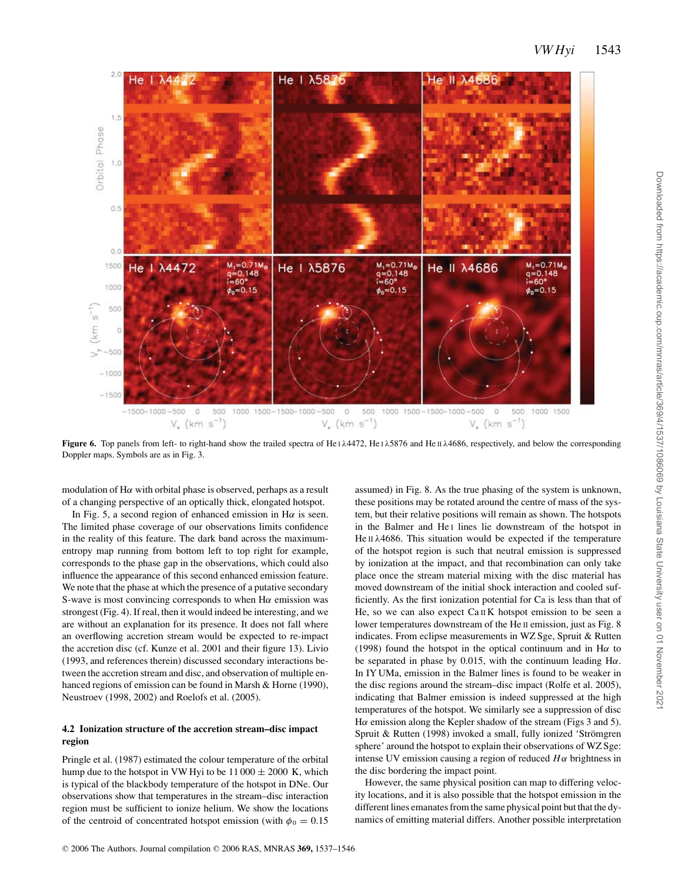**Figure 6.** Top panels from left- to right-hand show the trailed spectra of He I λ4472, He I λ5876 and He II λ4686, respectively, and below the corresponding Doppler maps. Symbols are as in Fig. 3.

modulation of Hα with orbital phase is observed, perhaps as a result of a changing perspective of an optically thick, elongated hotspot.

In Fig. 5, a second region of enhanced emission in Hα is seen. The limited phase coverage of our observations limits confidence in the reality of this feature. The dark band across the maximum-entropy map running from bottom left to top right for example, corresponds to the phase gap in the observations, which could also influence the appearance of this second enhanced emission feature. We note that the phase at which the presence of a putative secondary S-wave is most convincing corresponds to when Hα emission was strongest (Fig. 4). If real, then it would indeed be interesting, and we are without an explanation for its presence. It does not fall where an overflowing accretion stream would be expected to re-impact the accretion disc (cf. Kunze et al. 2001 and their figure 13). Livio (1993, and references therein) discussed secondary interactions between the accretion stream and disc, and observation of multiple enhanced regions of emission can be found in Marsh & Horne (1990), Neustroev (1998, 2002) and Roelofs et al. (2005).

### 4.2 Ionization structure of the accretion stream–disc impact region

Pringle et al. (1987) estimated the colour temperature of the orbital hump due to the hotspot in VW Hyi to be 11 000 ± 2000 K, which is typical of the blackbody temperature of the hotspot in DNe. Our observations show that temperatures in the stream–disc interaction region must be sufficient to ionize helium. We show the locations of the centroid of concentrated hotspot emission (with $\phi_0 = 0.15$ assumed) in Fig. 8. As the true phasing of the system is unknown, these positions may be rotated around the centre of mass of the system, but their relative positions will remain as shown. The hotspots in the Balmer and He I lines lie downstream of the hotspot in He II λ4686. This situation would be expected if the temperature of the hotspot region is such that neutral emission is suppressed by ionization at the impact, and that recombination can only take place once the stream material mixing with the disc material has moved downstream of the initial shock interaction and cooled sufficiently. As the first ionization potential for Ca is less than that of He, so we can also expect Ca II K hotspot emission to be seen a lower temperatures downstream of the He II emission, just as Fig. 8 indicates. From eclipse measurements in WZ Sge, Spruit & Rutten (1998) found the hotspot in the optical continuum and in Hα to be separated in phase by 0.015, with the continuum leading Hα. In IY UMa, emission in the Balmer lines is found to be weaker in the disc regions around the stream–disc impact (Rolfe et al. 2005), indicating that Balmer emission is indeed suppressed at the high temperatures of the hotspot. We similarly see a suppression of disc Hα emission along the Kepler shadow of the stream (Figs 3 and 5). Spruit & Rutten (1998) invoked a small, fully ionized 'Strömgren sphere' around the hotspot to explain their observations of WZ Sge: intense UV emission causing a region of reduced *Hα* brightness in the disc bordering the impact point.

However, the same physical position can map to differing velocity locations, and it is also possible that the hotspot emission in the different lines emanates from the same physical point but that the dynamics of emitting material differs. Another possible interpretation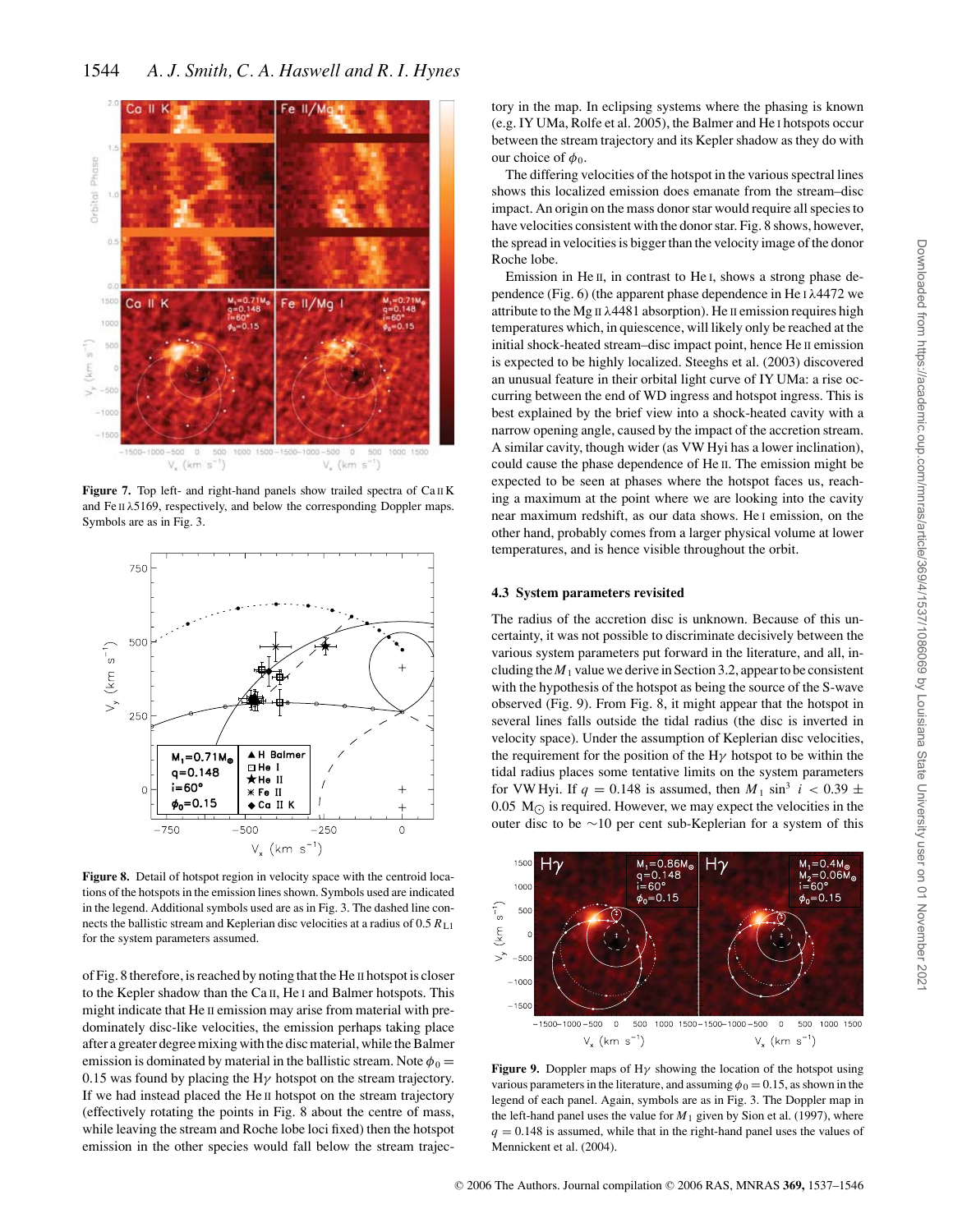**Figure 7.** Top left- and right-hand panels show trailed spectra of Ca II K and Fe II λ5169, respectively, and below the corresponding Doppler maps. Symbols are as in Fig. 3.

**Figure 8.** Detail of hotspot region in velocity space with the centroid locations of the hotspots in the emission lines shown. Symbols used are indicated in the legend. Additional symbols used are as in Fig. 3. The dashed line connects the ballistic stream and Keplerian disc velocities at a radius of $0.5\,R_{L1}$ for the system parameters assumed.

of Fig. 8 therefore, is reached by noting that the He II hotspot is closer to the Kepler shadow than the Ca II, He I and Balmer hotspots. This might indicate that He II emission may arise from material with predominately disc-like velocities, the emission perhaps taking place after a greater degree mixing with the disc material, while the Balmer emission is dominated by material in the ballistic stream. Note $\phi_0 = 0.15$ was found by placing the Hγ hotspot on the stream trajectory. If we had instead placed the He II hotspot on the stream trajectory (effectively rotating the points in Fig. 8 about the centre of mass, while leaving the stream and Roche lobe loci fixed) then the hotspot emission in the other species would fall below the stream trajectory in the map. In eclipsing systems where the phasing is known (e.g. IY UMa, Rolfe et al. 2005), the Balmer and He I hotspots occur between the stream trajectory and its Kepler shadow as they do with our choice of $\phi_0$.

The differing velocities of the hotspot in the various spectral lines shows this localized emission does emanate from the stream–disc impact. An origin on the mass donor star would require all species to have velocities consistent with the donor star. Fig. 8 shows, however, the spread in velocities is bigger than the velocity image of the donor Roche lobe.

Emission in He II, in contrast to He I, shows a strong phase dependence (Fig. 6) (the apparent phase dependence in He I λ4472 we attribute to the Mg II λ4481 absorption). He II emission requires high temperatures which, in quiescence, will likely only be reached at the initial shock-heated stream–disc impact point, hence He II emission is expected to be highly localized. Steeghs et al. (2003) discovered an unusual feature in their orbital light curve of IY UMa: a rise occurring between the end of WD ingress and hotspot ingress. This is best explained by the brief view into a shock-heated cavity with a narrow opening angle, caused by the impact of the accretion stream. A similar cavity, though wider (as VW Hyi has a lower inclination), could cause the phase dependence of He II. The emission might be expected to be seen at phases where the hotspot faces us, reaching a maximum at the point where we are looking into the cavity near maximum redshift, as our data shows. He I emission, on the other hand, probably comes from a larger physical volume at lower temperatures, and is hence visible throughout the orbit.

### 4.3 System parameters revisited

The radius of the accretion disc is unknown. Because of this uncertainty, it was not possible to discriminate decisively between the various system parameters put forward in the literature, and all, including the $M_1$ value we derive in Section 3.2, appear to be consistent with the hypothesis of the hotspot as being the source of the S-wave observed (Fig. 9). From Fig. 8, it might appear that the hotspot in several lines falls outside the tidal radius (the disc is inverted in velocity space). Under the assumption of Keplerian disc velocities, the requirement for the position of the Hγ hotspot to be within the tidal radius places some tentative limits on the system parameters for VW Hyi. If $q = 0.148$ is assumed, then $M_1 \sin^3 i < 0.39 \pm 0.05$ M$_\odot$ is required. However, we may expect the velocities in the outer disc to be ~10 per cent sub-Keplerian for a system of this

**Figure 9.** Doppler maps of Hγ showing the location of the hotspot using various parameters in the literature, and assuming $\phi_0 = 0.15$, as shown in the legend of each panel. Again, symbols are as in Fig. 3. The Doppler map in the left-hand panel uses the value for $M_1$ given by Sion et al. (1997), where $q = 0.148$ is assumed, while that in the right-hand panel uses the values of Mennickent et al. (2004).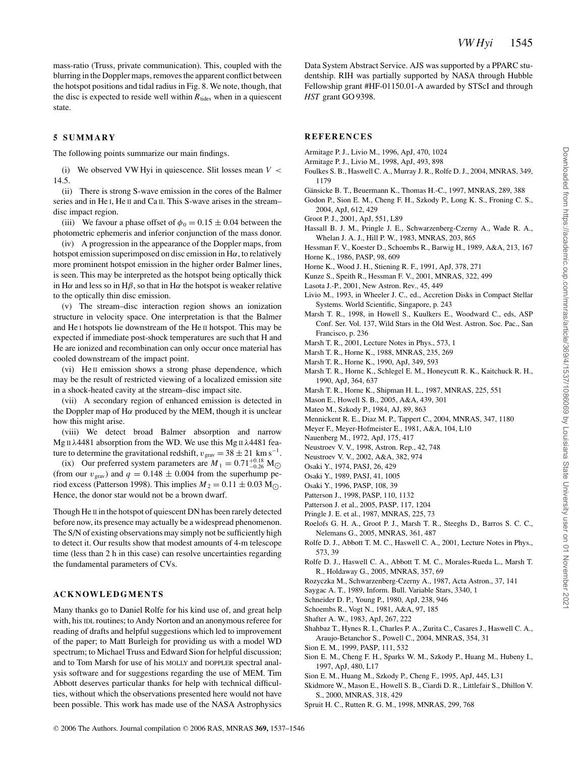mass-ratio (Truss, private communication). This, coupled with the blurring in the Doppler maps, removes the apparent conflict between the hotspot positions and tidal radius in Fig. 8. We note, though, that the disc is expected to reside well within $R_{\mathrm{tides}}$ when in a quiescent state.

## 5 SUMMARY

The following points summarize our main findings.

(i) We observed VW Hyi in quiescence. Slit losses mean $V < 14.5$.

(ii) There is strong S-wave emission in the cores of the Balmer series and in He I, He II and Ca II. This S-wave arises in the stream–disc impact region.

(iii) We favour a phase offset of $\phi_0 = 0.15 \pm 0.04$ between the photometric ephemeris and inferior conjunction of the mass donor.

(iv) A progression in the appearance of the Doppler maps, from hotspot emission superimposed on disc emission in H$\alpha$, to relatively more prominent hotspot emission in the higher order Balmer lines, is seen. This may be interpreted as the hotspot being optically thick in H$\alpha$ and less so in H$\beta$, so that in H$\alpha$ the hotspot is weaker relative to the optically thin disc emission.

(v) The stream–disc interaction region shows an ionization structure in velocity space. One interpretation is that the Balmer and He I hotspots lie downstream of the He II hotspot. This may be expected if immediate post-shock temperatures are such that H and He are ionized and recombination can only occur once material has cooled downstream of the impact point.

(vi) He II emission shows a strong phase dependence, which may be the result of restricted viewing of a localized emission site in a shock-heated cavity at the stream–disc impact site.

(vii) A secondary region of enhanced emission is detected in the Doppler map of H$\alpha$ produced by the MEM, though it is unclear how this might arise.

(viii) We detect broad Balmer absorption and narrow Mg II $\lambda$4481 absorption from the WD. We use this Mg II $\lambda$4481 feature to determine the gravitational redshift, $v_{\mathrm{grav}} = 38 \pm 21$ km s$^{-1}$.

(ix) Our preferred system parameters are $M_1 = 0.71^{+0.18}_{-0.26}$ M$_{\odot}$ (from our $v_{\mathrm{grav}}$) and $q = 0.148 \pm 0.004$ from the superhump period excess (Patterson 1998). This implies $M_2 = 0.11 \pm 0.03$ M$_{\odot}$. Hence, the donor star would not be a brown dwarf.

Though He II in the hotspot of quiescent DN has been rarely detected before now, its presence may actually be a widespread phenomenon. The S/N of existing observations may simply not be sufficiently high to detect it. Our results show that modest amounts of 4-m telescope time (less than 2 h in this case) can resolve uncertainties regarding the fundamental parameters of CVs.

## ACKNOWLEDGMENTS

Many thanks go to Daniel Rolfe for his kind use of, and great help with, his IDL routines; to Andy Norton and an anonymous referee for reading of drafts and helpful suggestions which led to improvement of the paper; to Matt Burleigh for providing us with a model WD spectrum; to Michael Truss and Edward Sion for helpful discussion; and to Tom Marsh for use of his MOLLY and DOPPLER spectral analysis software and for suggestions regarding the use of MEM. Tim Abbott deserves particular thanks for help with technical difficulties, without which the observations presented here would not have been possible. This work has made use of the NASA Astrophysics Data System Abstract Service. AJS was supported by a PPARC studentship. RIH was partially supported by NASA through Hubble Fellowship grant #HF-01150.01-A awarded by STScI and through *HST* grant GO 9398.

## REFERENCES

Armitage P. J., Livio M., 1996, ApJ, 470, 1024
Armitage P. J., Livio M., 1998, ApJ, 493, 898
Foulkes S. B., Haswell C. A., Murray J. R., Rolfe D. J., 2004, MNRAS, 349, 1179
Gänsicke B. T., Beuermann K., Thomas H.-C., 1997, MNRAS, 289, 388
Godon P., Sion E. M., Cheng F. H., Szkody P., Long K. S., Froning C. S., 2004, ApJ, 612, 429
Groot P. J., 2001, ApJ, 551, L89
Hassall B. J. M., Pringle J. E., Schwarzenberg-Czerny A., Wade R. A., Whelan J. A. J., Hill P. W., 1983, MNRAS, 203, 865
Hessman F. V., Koester D., Schoembs R., Barwig H., 1989, A&A, 213, 167
Horne K., 1986, PASP, 98, 609
Horne K., Wood J. H., Stiening R. F., 1991, ApJ, 378, 271
Kunze S., Speith R., Hessman F. V., 2001, MNRAS, 322, 499
Lasota J.-P., 2001, New Astron. Rev., 45, 449
Livio M., 1993, in Wheeler J. C., ed., Accretion Disks in Compact Stellar Systems. World Scientific, Singapore, p. 243
Marsh T. R., 1998, in Howell S., Kuulkers E., Woodward C., eds, ASP Conf. Ser. Vol. 137, Wild Stars in the Old West. Astron. Soc. Pac., San Francisco, p. 236
Marsh T. R., 2001, Lecture Notes in Phys., 573, 1
Marsh T. R., Horne K., 1988, MNRAS, 235, 269
Marsh T. R., Horne K., 1990, ApJ, 349, 593
Marsh T. R., Horne K., Schlegel E. M., Honeycutt R. K., Kaitchuck R. H., 1990, ApJ, 364, 637
Marsh T. R., Horne K., Shipman H. L., 1987, MNRAS, 225, 551
Mason E., Howell S. B., 2005, A&A, 439, 301
Mateo M., Szkody P., 1984, AJ, 89, 863
Mennickent R. E., Diaz M. P., Tappert C., 2004, MNRAS, 347, 1180
Meyer F., Meyer-Hofmeister E., 1981, A&A, 104, L10
Nauenberg M., 1972, ApJ, 175, 417
Neustroev V. V., 1998, Astron. Rep., 42, 748
Neustroev V. V., 2002, A&A, 382, 974
Osaki Y., 1974, PASJ, 26, 429
Osaki Y., 1989, PASJ, 41, 1005
Osaki Y., 1996, PASP, 108, 39
Patterson J., 1998, PASP, 110, 1132
Patterson J. et al., 2005, PASP, 117, 1204
Pringle J. E. et al., 1987, MNRAS, 225, 73
Roelofs G. H. A., Groot P. J., Marsh T. R., Steeghs D., Barros S. C. C., Nelemans G., 2005, MNRAS, 361, 487
Rolfe D. J., Abbott T. M. C., Haswell C. A., 2001, Lecture Notes in Phys., 573, 39
Rolfe D. J., Haswell C. A., Abbott T. M. C., Morales-Rueda L., Marsh T. R., Holdaway G., 2005, MNRAS, 357, 69
Rozyczka M., Schwarzenberg-Czerny A., 1987, Acta Astron., 37, 141
Saygac A. T., 1989, Inform. Bull. Variable Stars, 3340, 1
Schneider D. P., Young P., 1980, ApJ, 238, 946
Schoembs R., Vogt N., 1981, A&A, 97, 185
Shafter A. W., 1983, ApJ, 267, 222
Shahbaz T., Hynes R. I., Charles P. A., Zurita C., Casares J., Haswell C. A., Araujo-Betanchor S., Powell C., 2004, MNRAS, 354, 31
Sion E. M., 1999, PASP, 111, 532
Sion E. M., Cheng F. H., Sparks W. M., Szkody P., Huang M., Hubeny I., 1997, ApJ, 480, L17
Sion E. M., Huang M., Szkody P., Cheng F., 1995, ApJ, 445, L31
Skidmore W., Mason E., Howell S. B., Ciardi D. R., Littlefair S., Dhillon V. S., 2000, MNRAS, 318, 429
Spruit H. C., Rutten R. G. M., 1998, MNRAS, 299, 768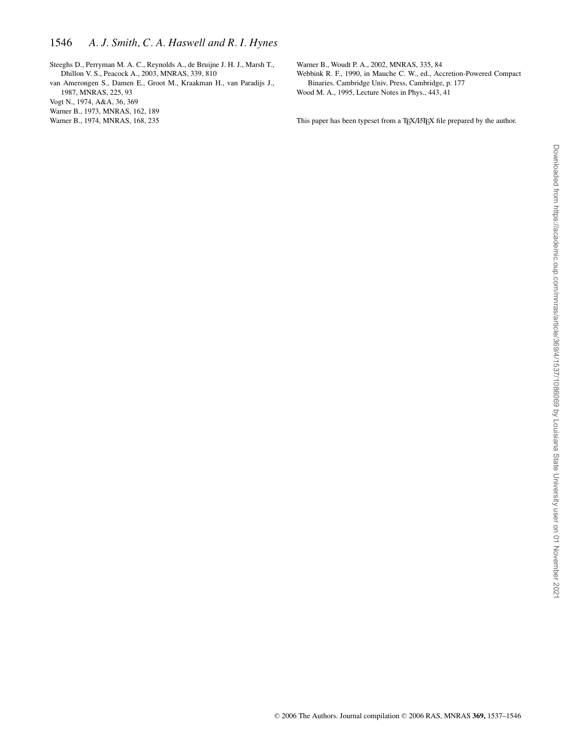Steeghs D., Perryman M. A. C., Reynolds A., de Bruijne J. H. J., Marsh T., Dhillon V. S., Peacock A., 2003, MNRAS, 339, 810

van Amerongen S., Damen E., Groot M., Kraakman H., van Paradijs J., 1987, MNRAS, 225, 93

Vogt N., 1974, A&A, 36, 369

Warner B., 1973, MNRAS, 162, 189

Warner B., 1974, MNRAS, 168, 235

Warner B., Woudt P. A., 2002, MNRAS, 335, 84

Webbink R. F., 1990, in Mauche C. W., ed., Accretion-Powered Compact Binaries. Cambridge Univ. Press, Cambridge, p. 177

Wood M. A., 1995, Lecture Notes in Phys., 443, 41

This paper has been typeset from a TEX/LATEX file prepared by the author.